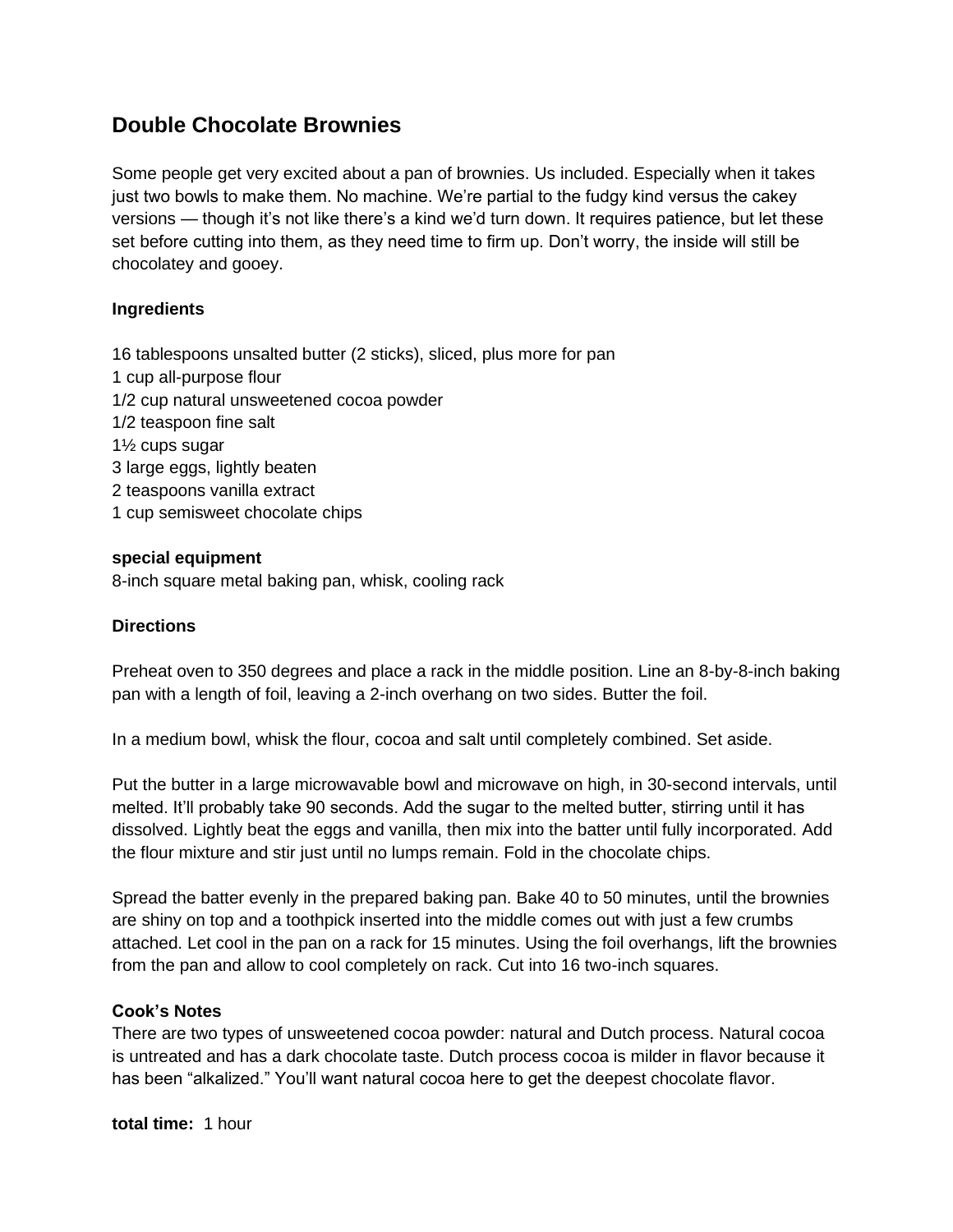# Double Chocolate Brownies

Some people get very excited about a pan of brownies. Us included. Especially when it takes just two bowls to make them. No machine. We're partial to the fudgy kind versus the cakey versions — though it's not like there's a kind we'd turn down. It requires patience, but let these set before cutting into them, as they need time to firm up. Don't worry, the inside will still be chocolatey and gooey.

**Ingredients**

16 tablespoons unsalted butter (2 sticks), sliced, plus more for pan
1 cup all-purpose flour
1/2 cup natural unsweetened cocoa powder
1/2 teaspoon fine salt
1½ cups sugar
3 large eggs, lightly beaten
2 teaspoons vanilla extract
1 cup semisweet chocolate chips

**special equipment**
8-inch square metal baking pan, whisk, cooling rack

**Directions**

Preheat oven to 350 degrees and place a rack in the middle position. Line an 8-by-8-inch baking pan with a length of foil, leaving a 2-inch overhang on two sides. Butter the foil.

In a medium bowl, whisk the flour, cocoa and salt until completely combined. Set aside.

Put the butter in a large microwavable bowl and microwave on high, in 30-second intervals, until melted. It'll probably take 90 seconds. Add the sugar to the melted butter, stirring until it has dissolved. Lightly beat the eggs and vanilla, then mix into the batter until fully incorporated. Add the flour mixture and stir just until no lumps remain. Fold in the chocolate chips.

Spread the batter evenly in the prepared baking pan. Bake 40 to 50 minutes, until the brownies are shiny on top and a toothpick inserted into the middle comes out with just a few crumbs attached. Let cool in the pan on a rack for 15 minutes. Using the foil overhangs, lift the brownies from the pan and allow to cool completely on rack. Cut into 16 two-inch squares.

**Cook's Notes**
There are two types of unsweetened cocoa powder: natural and Dutch process. Natural cocoa is untreated and has a dark chocolate taste. Dutch process cocoa is milder in flavor because it has been "alkalized." You'll want natural cocoa here to get the deepest chocolate flavor.

**total time:** 1 hour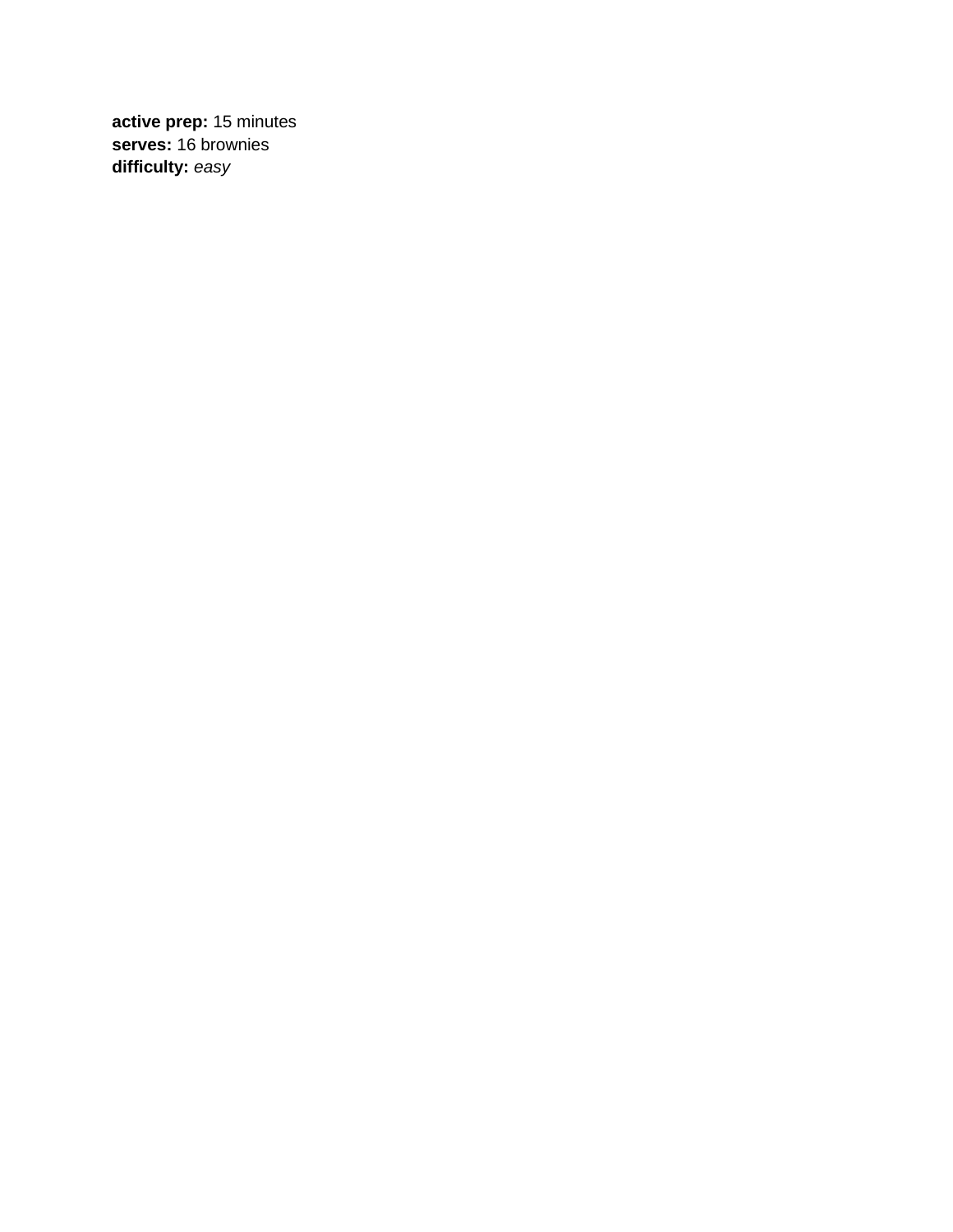**active prep:** 15 minutes
**serves:** 16 brownies
**difficulty:** *easy*